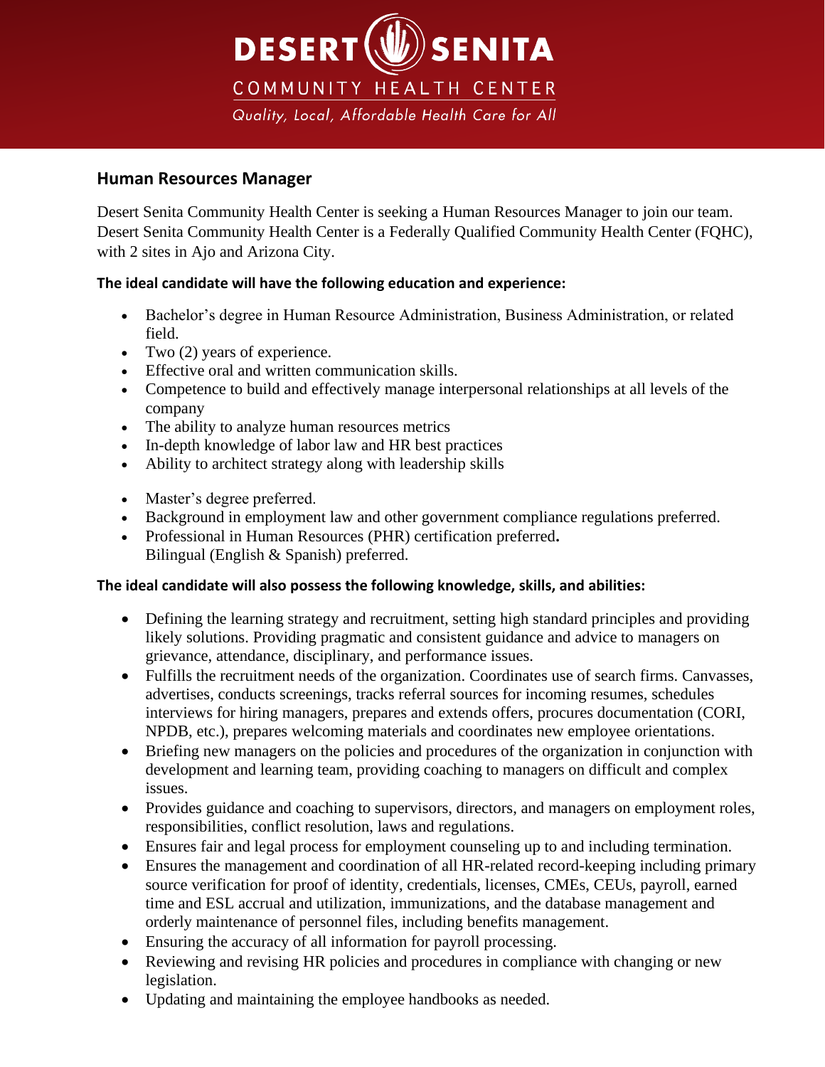# DESERT SENITA

COMMUNITY HEALTH CENTER

*Quality, Local, Affordable Health Care for All*

## Human Resources Manager

Desert Senita Community Health Center is seeking a Human Resources Manager to join our team. Desert Senita Community Health Center is a Federally Qualified Community Health Center (FQHC), with 2 sites in Ajo and Arizona City.

**The ideal candidate will have the following education and experience:**

- Bachelor's degree in Human Resource Administration, Business Administration, or related field.
- Two (2) years of experience.
- Effective oral and written communication skills.
- Competence to build and effectively manage interpersonal relationships at all levels of the company
- The ability to analyze human resources metrics
- In-depth knowledge of labor law and HR best practices
- Ability to architect strategy along with leadership skills

- Master's degree preferred.
- Background in employment law and other government compliance regulations preferred.
- Professional in Human Resources (PHR) certification preferred**.**
  Bilingual (English & Spanish) preferred.

**The ideal candidate will also possess the following knowledge, skills, and abilities:**

- Defining the learning strategy and recruitment, setting high standard principles and providing likely solutions. Providing pragmatic and consistent guidance and advice to managers on grievance, attendance, disciplinary, and performance issues.
- Fulfills the recruitment needs of the organization. Coordinates use of search firms. Canvasses, advertises, conducts screenings, tracks referral sources for incoming resumes, schedules interviews for hiring managers, prepares and extends offers, procures documentation (CORI, NPDB, etc.), prepares welcoming materials and coordinates new employee orientations.
- Briefing new managers on the policies and procedures of the organization in conjunction with development and learning team, providing coaching to managers on difficult and complex issues.
- Provides guidance and coaching to supervisors, directors, and managers on employment roles, responsibilities, conflict resolution, laws and regulations.
- Ensures fair and legal process for employment counseling up to and including termination.
- Ensures the management and coordination of all HR-related record-keeping including primary source verification for proof of identity, credentials, licenses, CMEs, CEUs, payroll, earned time and ESL accrual and utilization, immunizations, and the database management and orderly maintenance of personnel files, including benefits management.
- Ensuring the accuracy of all information for payroll processing.
- Reviewing and revising HR policies and procedures in compliance with changing or new legislation.
- Updating and maintaining the employee handbooks as needed.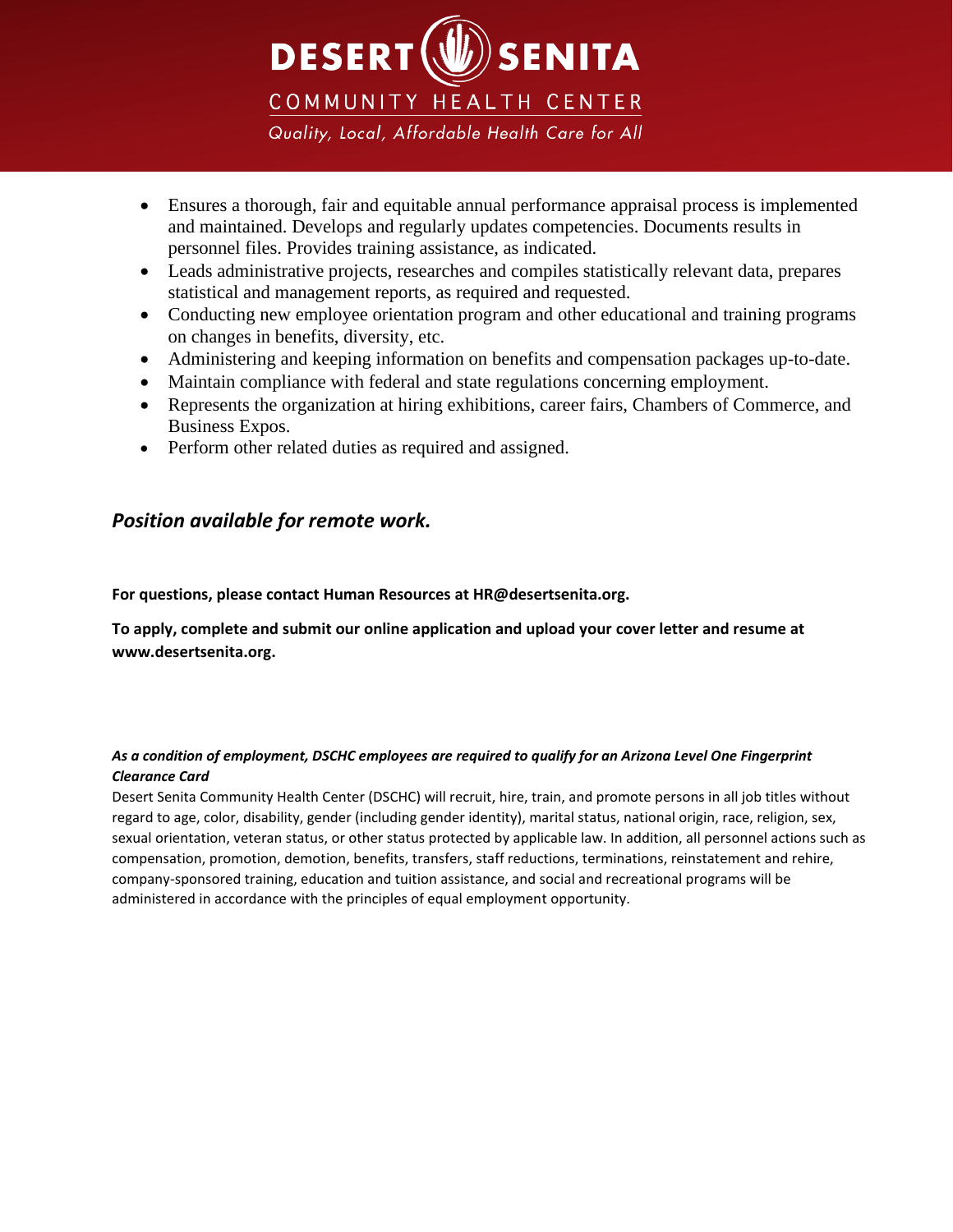- Ensures a thorough, fair and equitable annual performance appraisal process is implemented and maintained. Develops and regularly updates competencies. Documents results in personnel files. Provides training assistance, as indicated.
- Leads administrative projects, researches and compiles statistically relevant data, prepares statistical and management reports, as required and requested.
- Conducting new employee orientation program and other educational and training programs on changes in benefits, diversity, etc.
- Administering and keeping information on benefits and compensation packages up-to-date.
- Maintain compliance with federal and state regulations concerning employment.
- Represents the organization at hiring exhibitions, career fairs, Chambers of Commerce, and Business Expos.
- Perform other related duties as required and assigned.

## *Position available for remote work.*

**For questions, please contact Human Resources at HR@desertsenita.org.**

**To apply, complete and submit our online application and upload your cover letter and resume at www.desertsenita.org.**

***As a condition of employment, DSCHC employees are required to qualify for an Arizona Level One Fingerprint Clearance Card***

Desert Senita Community Health Center (DSCHC) will recruit, hire, train, and promote persons in all job titles without regard to age, color, disability, gender (including gender identity), marital status, national origin, race, religion, sex, sexual orientation, veteran status, or other status protected by applicable law. In addition, all personnel actions such as compensation, promotion, demotion, benefits, transfers, staff reductions, terminations, reinstatement and rehire, company-sponsored training, education and tuition assistance, and social and recreational programs will be administered in accordance with the principles of equal employment opportunity.